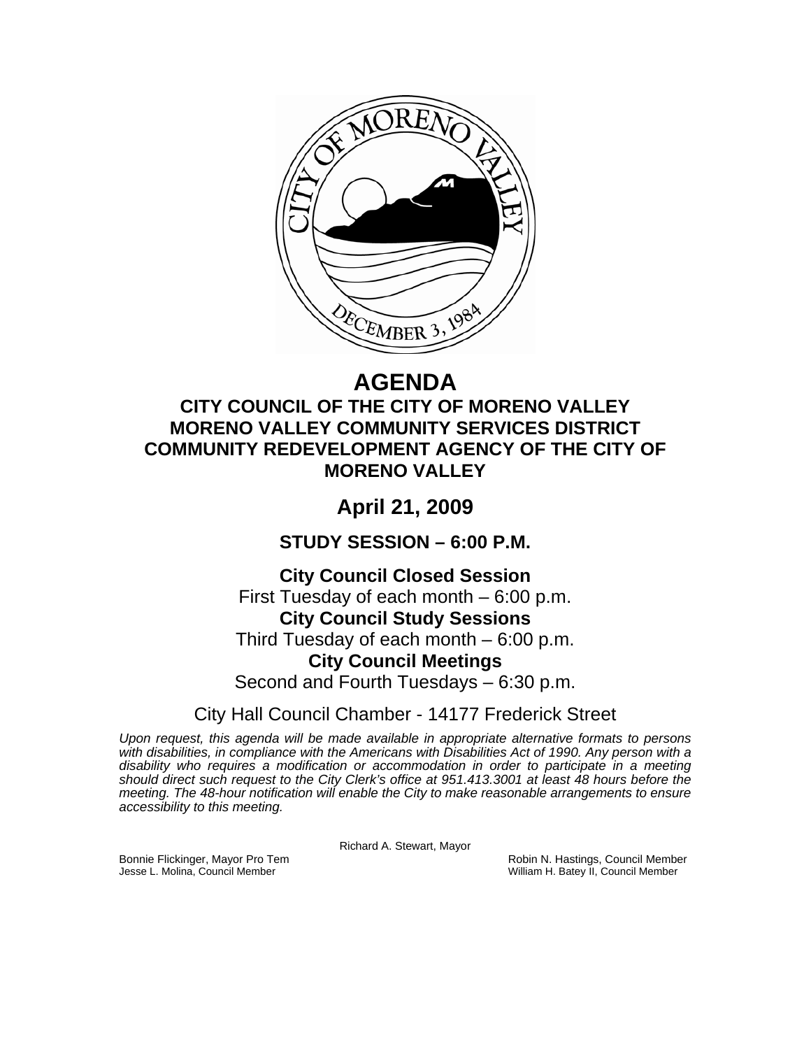# AGENDA

## CITY COUNCIL OF THE CITY OF MORENO VALLEY
## MORENO VALLEY COMMUNITY SERVICES DISTRICT
## COMMUNITY REDEVELOPMENT AGENCY OF THE CITY OF MORENO VALLEY

## April 21, 2009

### STUDY SESSION – 6:00 P.M.

**City Council Closed Session**
First Tuesday of each month – 6:00 p.m.

**City Council Study Sessions**
Third Tuesday of each month – 6:00 p.m.

**City Council Meetings**
Second and Fourth Tuesdays – 6:30 p.m.

City Hall Council Chamber - 14177 Frederick Street

*Upon request, this agenda will be made available in appropriate alternative formats to persons with disabilities, in compliance with the Americans with Disabilities Act of 1990. Any person with a disability who requires a modification or accommodation in order to participate in a meeting should direct such request to the City Clerk's office at 951.413.3001 at least 48 hours before the meeting. The 48-hour notification will enable the City to make reasonable arrangements to ensure accessibility to this meeting.*

Richard A. Stewart, Mayor

Bonnie Flickinger, Mayor Pro Tem
Jesse L. Molina, Council Member
Robin N. Hastings, Council Member
William H. Batey II, Council Member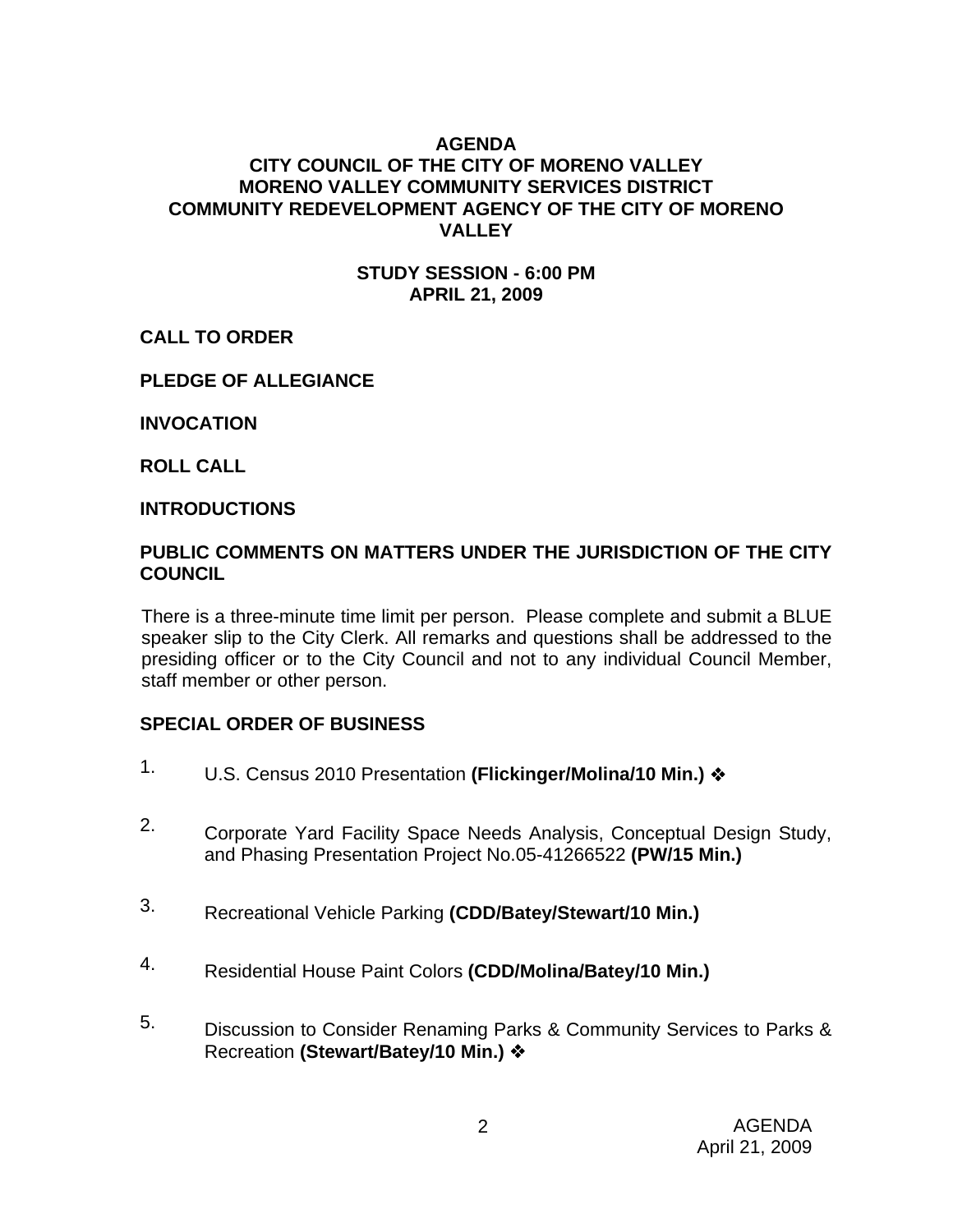# AGENDA
# CITY COUNCIL OF THE CITY OF MORENO VALLEY
# MORENO VALLEY COMMUNITY SERVICES DISTRICT
# COMMUNITY REDEVELOPMENT AGENCY OF THE CITY OF MORENO VALLEY

## STUDY SESSION - 6:00 PM
## APRIL 21, 2009

**CALL TO ORDER**

**PLEDGE OF ALLEGIANCE**

**INVOCATION**

**ROLL CALL**

**INTRODUCTIONS**

**PUBLIC COMMENTS ON MATTERS UNDER THE JURISDICTION OF THE CITY COUNCIL**

There is a three-minute time limit per person. Please complete and submit a BLUE speaker slip to the City Clerk. All remarks and questions shall be addressed to the presiding officer or to the City Council and not to any individual Council Member, staff member or other person.

**SPECIAL ORDER OF BUSINESS**

1. U.S. Census 2010 Presentation **(Flickinger/Molina/10 Min.)** ❖

2. Corporate Yard Facility Space Needs Analysis, Conceptual Design Study, and Phasing Presentation Project No.05-41266522 **(PW/15 Min.)**

3. Recreational Vehicle Parking **(CDD/Batey/Stewart/10 Min.)**

4. Residential House Paint Colors **(CDD/Molina/Batey/10 Min.)**

5. Discussion to Consider Renaming Parks & Community Services to Parks & Recreation **(Stewart/Batey/10 Min.)** ❖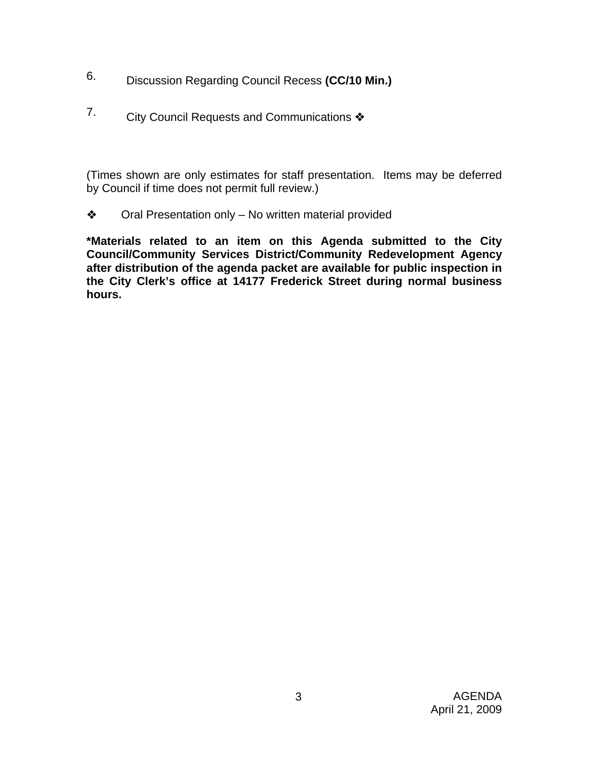6. Discussion Regarding Council Recess **(CC/10 Min.)**

7. City Council Requests and Communications ❖

(Times shown are only estimates for staff presentation. Items may be deferred by Council if time does not permit full review.)

❖ Oral Presentation only – No written material provided

***Materials related to an item on this Agenda submitted to the City Council/Community Services District/Community Redevelopment Agency after distribution of the agenda packet are available for public inspection in the City Clerk's office at 14177 Frederick Street during normal business hours.**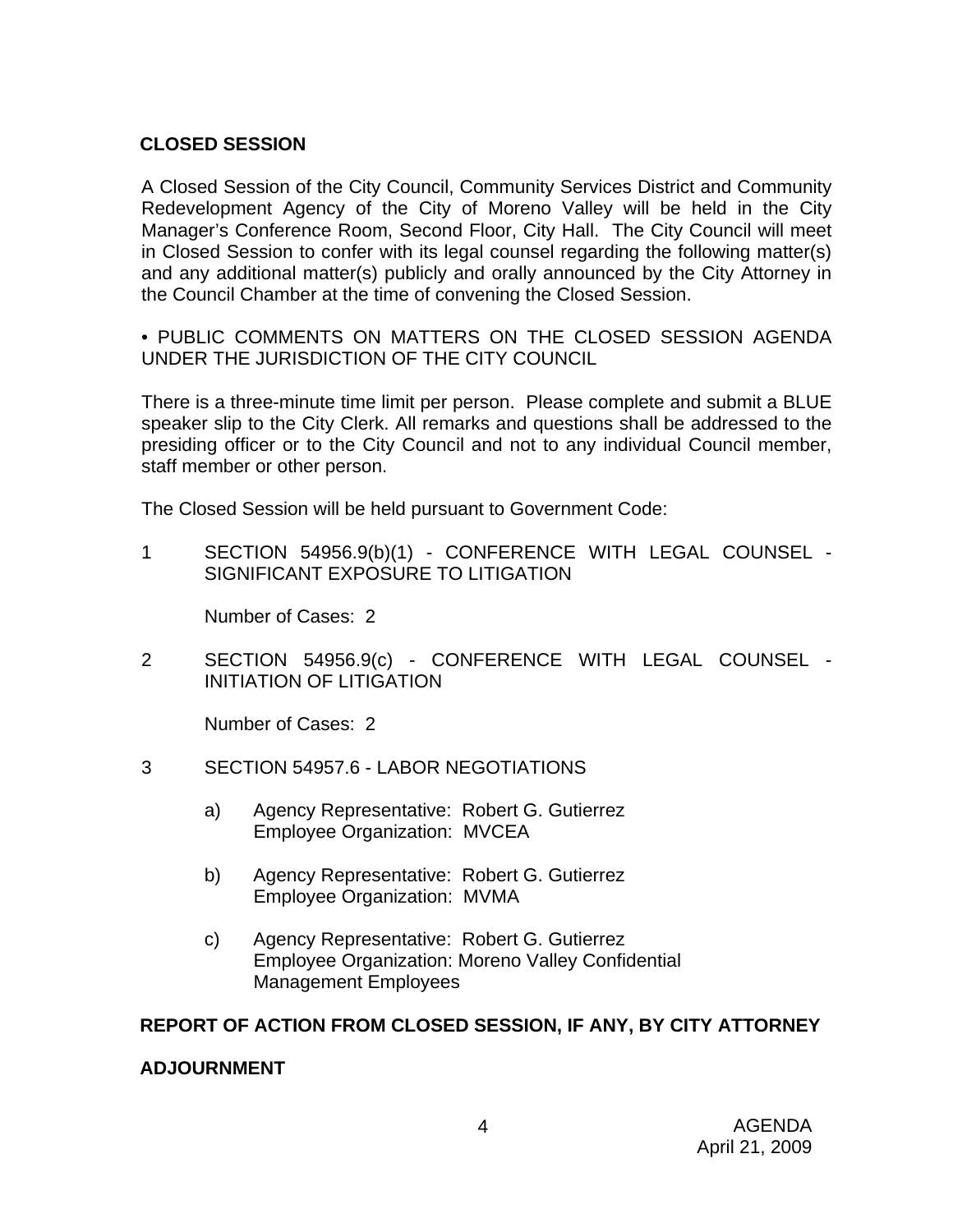## CLOSED SESSION

A Closed Session of the City Council, Community Services District and Community Redevelopment Agency of the City of Moreno Valley will be held in the City Manager's Conference Room, Second Floor, City Hall. The City Council will meet in Closed Session to confer with its legal counsel regarding the following matter(s) and any additional matter(s) publicly and orally announced by the City Attorney in the Council Chamber at the time of convening the Closed Session.

• PUBLIC COMMENTS ON MATTERS ON THE CLOSED SESSION AGENDA UNDER THE JURISDICTION OF THE CITY COUNCIL

There is a three-minute time limit per person. Please complete and submit a BLUE speaker slip to the City Clerk. All remarks and questions shall be addressed to the presiding officer or to the City Council and not to any individual Council member, staff member or other person.

The Closed Session will be held pursuant to Government Code:

1 SECTION 54956.9(b)(1) - CONFERENCE WITH LEGAL COUNSEL - SIGNIFICANT EXPOSURE TO LITIGATION

   Number of Cases: 2

2 SECTION 54956.9(c) - CONFERENCE WITH LEGAL COUNSEL - INITIATION OF LITIGATION

   Number of Cases: 2

3 SECTION 54957.6 - LABOR NEGOTIATIONS

   a) Agency Representative: Robert G. Gutierrez
      Employee Organization: MVCEA

   b) Agency Representative: Robert G. Gutierrez
      Employee Organization: MVMA

   c) Agency Representative: Robert G. Gutierrez
      Employee Organization: Moreno Valley Confidential Management Employees

## REPORT OF ACTION FROM CLOSED SESSION, IF ANY, BY CITY ATTORNEY

## ADJOURNMENT